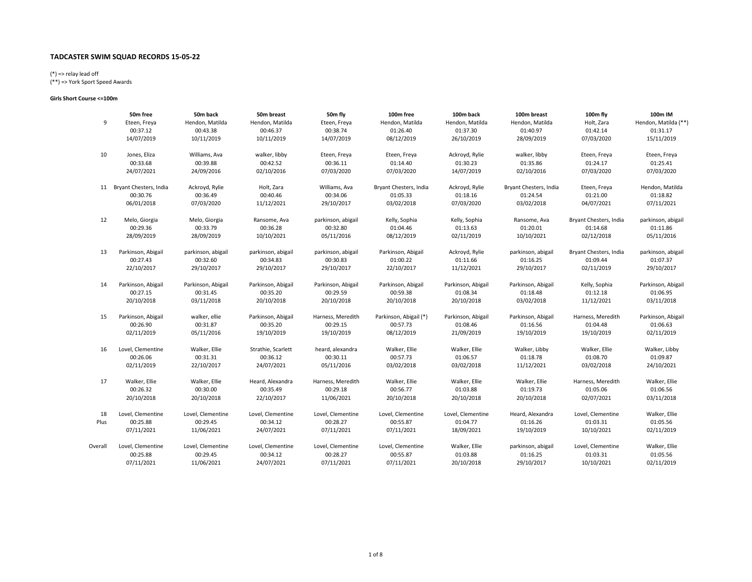# TADCASTER SWIM SQUAD RECORDS 15-05-22

(*) => relay lead off
(**) => York Sport Speed Awards

**Girls Short Course <=100m**

| | 50m free | 50m back | 50m breast | 50m fly | 100m free | 100m back | 100m breast | 100m fly | 100m IM |
|---|---|---|---|---|---|---|---|---|---|
| 9 | Eteen, Freya<br>00:37.12<br>14/07/2019 | Hendon, Matilda<br>00:43.38<br>10/11/2019 | Hendon, Matilda<br>00:46.37<br>10/11/2019 | Eteen, Freya<br>00:38.74<br>14/07/2019 | Hendon, Matilda<br>01:26.40<br>08/12/2019 | Hendon, Matilda<br>01:37.30<br>26/10/2019 | Hendon, Matilda<br>01:40.97<br>28/09/2019 | Holt, Zara<br>01:42.14<br>07/03/2020 | Hendon, Matilda (**)<br>01:31.17<br>15/11/2019 |
| 10 | Jones, Eliza<br>00:33.68<br>24/07/2021 | Williams, Ava<br>00:39.88<br>24/09/2016 | walker, libby<br>00:42.52<br>02/10/2016 | Eteen, Freya<br>00:36.11<br>07/03/2020 | Eteen, Freya<br>01:14.40<br>07/03/2020 | Ackroyd, Rylie<br>01:30.23<br>14/07/2019 | walker, libby<br>01:35.86<br>02/10/2016 | Eteen, Freya<br>01:24.17<br>07/03/2020 | Eteen, Freya<br>01:25.41<br>07/03/2020 |
| 11 | Bryant Chesters, India<br>00:30.76<br>06/01/2018 | Ackroyd, Rylie<br>00:36.49<br>07/03/2020 | Holt, Zara<br>00:40.46<br>11/12/2021 | Williams, Ava<br>00:34.06<br>29/10/2017 | Bryant Chesters, India<br>01:05.33<br>03/02/2018 | Ackroyd, Rylie<br>01:18.16<br>07/03/2020 | Bryant Chesters, India<br>01:24.54<br>03/02/2018 | Eteen, Freya<br>01:21.00<br>04/07/2021 | Hendon, Matilda<br>01:18.82<br>07/11/2021 |
| 12 | Melo, Giorgia<br>00:29.36<br>28/09/2019 | Melo, Giorgia<br>00:33.79<br>28/09/2019 | Ransome, Ava<br>00:36.28<br>10/10/2021 | parkinson, abigail<br>00:32.80<br>05/11/2016 | Kelly, Sophia<br>01:04.46<br>08/12/2019 | Kelly, Sophia<br>01:13.63<br>02/11/2019 | Ransome, Ava<br>01:20.01<br>10/10/2021 | Bryant Chesters, India<br>01:14.68<br>02/12/2018 | parkinson, abigail<br>01:11.86<br>05/11/2016 |
| 13 | Parkinson, Abigail<br>00:27.43<br>22/10/2017 | parkinson, abigail<br>00:32.60<br>29/10/2017 | parkinson, abigail<br>00:34.83<br>29/10/2017 | parkinson, abigail<br>00:30.83<br>29/10/2017 | Parkinson, Abigail<br>01:00.22<br>22/10/2017 | Ackroyd, Rylie<br>01:11.66<br>11/12/2021 | parkinson, abigail<br>01:16.25<br>29/10/2017 | Bryant Chesters, India<br>01:09.44<br>02/11/2019 | parkinson, abigail<br>01:07.37<br>29/10/2017 |
| 14 | Parkinson, Abigail<br>00:27.15<br>20/10/2018 | Parkinson, Abigail<br>00:31.45<br>03/11/2018 | Parkinson, Abigail<br>00:35.20<br>20/10/2018 | Parkinson, Abigail<br>00:29.59<br>20/10/2018 | Parkinson, Abigail<br>00:59.38<br>20/10/2018 | Parkinson, Abigail<br>01:08.34<br>20/10/2018 | Parkinson, Abigail<br>01:18.48<br>03/02/2018 | Kelly, Sophia<br>01:12.18<br>11/12/2021 | Parkinson, Abigail<br>01:06.95<br>03/11/2018 |
| 15 | Parkinson, Abigail<br>00:26.90<br>02/11/2019 | walker, ellie<br>00:31.87<br>05/11/2016 | Parkinson, Abigail<br>00:35.20<br>19/10/2019 | Harness, Meredith<br>00:29.15<br>19/10/2019 | Parkinson, Abigail (*)<br>00:57.73<br>08/12/2019 | Parkinson, Abigail<br>01:08.46<br>21/09/2019 | Parkinson, Abigail<br>01:16.56<br>19/10/2019 | Harness, Meredith<br>01:04.48<br>19/10/2019 | Parkinson, Abigail<br>01:06.63<br>02/11/2019 |
| 16 | Lovel, Clementine<br>00:26.06<br>02/11/2019 | Walker, Ellie<br>00:31.31<br>22/10/2017 | Strathie, Scarlett<br>00:36.12<br>24/07/2021 | heard, alexandra<br>00:30.11<br>05/11/2016 | Walker, Ellie<br>00:57.73<br>03/02/2018 | Walker, Ellie<br>01:06.57<br>03/02/2018 | Walker, Libby<br>01:18.78<br>11/12/2021 | Walker, Ellie<br>01:08.70<br>03/02/2018 | Walker, Libby<br>01:09.87<br>24/10/2021 |
| 17 | Walker, Ellie<br>00:26.32<br>20/10/2018 | Walker, Ellie<br>00:30.00<br>20/10/2018 | Heard, Alexandra<br>00:35.49<br>22/10/2017 | Harness, Meredith<br>00:29.18<br>11/06/2021 | Walker, Ellie<br>00:56.77<br>20/10/2018 | Walker, Ellie<br>01:03.88<br>20/10/2018 | Walker, Ellie<br>01:19.73<br>20/10/2018 | Harness, Meredith<br>01:05.06<br>02/07/2021 | Walker, Ellie<br>01:06.56<br>03/11/2018 |
| 18 Plus | Lovel, Clementine<br>00:25.88<br>07/11/2021 | Lovel, Clementine<br>00:29.45<br>11/06/2021 | Lovel, Clementine<br>00:34.12<br>24/07/2021 | Lovel, Clementine<br>00:28.27<br>07/11/2021 | Lovel, Clementine<br>00:55.87<br>07/11/2021 | Lovel, Clementine<br>01:04.77<br>18/09/2021 | Heard, Alexandra<br>01:16.26<br>19/10/2019 | Lovel, Clementine<br>01:03.31<br>10/10/2021 | Walker, Ellie<br>01:05.56<br>02/11/2019 |
| Overall | Lovel, Clementine<br>00:25.88<br>07/11/2021 | Lovel, Clementine<br>00:29.45<br>11/06/2021 | Lovel, Clementine<br>00:34.12<br>24/07/2021 | Lovel, Clementine<br>00:28.27<br>07/11/2021 | Lovel, Clementine<br>00:55.87<br>07/11/2021 | Walker, Ellie<br>01:03.88<br>20/10/2018 | parkinson, abigail<br>01:16.25<br>29/10/2017 | Lovel, Clementine<br>01:03.31<br>10/10/2021 | Walker, Ellie<br>01:05.56<br>02/11/2019 |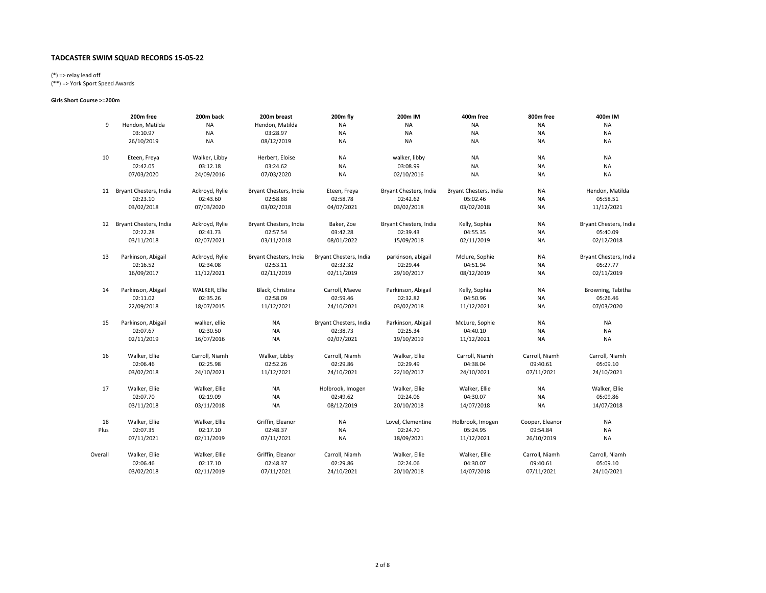## TADCASTER SWIM SQUAD RECORDS 15-05-22

(*) => relay lead off
(**) => York Sport Speed Awards

**Girls Short Course >=200m**

| | 200m free | 200m back | 200m breast | 200m fly | 200M IM | 400m free | 800m free | 400m IM |
|---|---|---|---|---|---|---|---|---|
| 9 | Hendon, Matilda | NA | Hendon, Matilda | NA | NA | NA | NA | NA |
| | 03:10.97 | NA | 03:28.97 | NA | NA | NA | NA | NA |
| | 26/10/2019 | NA | 08/12/2019 | NA | NA | NA | NA | NA |
| 10 | Eteen, Freya | Walker, Libby | Herbert, Eloise | NA | walker, libby | NA | NA | NA |
| | 02:42.05 | 03:12.18 | 03:24.62 | NA | 03:08.99 | NA | NA | NA |
| | 07/03/2020 | 24/09/2016 | 07/03/2020 | NA | 02/10/2016 | NA | NA | NA |
| 11 | Bryant Chesters, India | Ackroyd, Rylie | Bryant Chesters, India | Eteen, Freya | Bryant Chesters, India | Bryant Chesters, India | NA | Hendon, Matilda |
| | 02:23.10 | 02:43.60 | 02:58.88 | 02:58.78 | 02:42.62 | 05:02.46 | NA | 05:58.51 |
| | 03/02/2018 | 07/03/2020 | 03/02/2018 | 04/07/2021 | 03/02/2018 | 03/02/2018 | NA | 11/12/2021 |
| 12 | Bryant Chesters, India | Ackroyd, Rylie | Bryant Chesters, India | Baker, Zoe | Bryant Chesters, India | Kelly, Sophia | NA | Bryant Chesters, India |
| | 02:22.28 | 02:41.73 | 02:57.54 | 03:42.28 | 02:39.43 | 04:55.35 | NA | 05:40.09 |
| | 03/11/2018 | 02/07/2021 | 03/11/2018 | 08/01/2022 | 15/09/2018 | 02/11/2019 | NA | 02/12/2018 |
| 13 | Parkinson, Abigail | Ackroyd, Rylie | Bryant Chesters, India | Bryant Chesters, India | parkinson, abigail | Mclure, Sophie | NA | Bryant Chesters, India |
| | 02:16.52 | 02:34.08 | 02:53.11 | 02:32.32 | 02:29.44 | 04:51.94 | NA | 05:27.77 |
| | 16/09/2017 | 11/12/2021 | 02/11/2019 | 02/11/2019 | 29/10/2017 | 08/12/2019 | NA | 02/11/2019 |
| 14 | Parkinson, Abigail | WALKER, Ellie | Black, Christina | Carroll, Maeve | Parkinson, Abigail | Kelly, Sophia | NA | Browning, Tabitha |
| | 02:11.02 | 02:35.26 | 02:58.09 | 02:59.46 | 02:32.82 | 04:50.96 | NA | 05:26.46 |
| | 22/09/2018 | 18/07/2015 | 11/12/2021 | 24/10/2021 | 03/02/2018 | 11/12/2021 | NA | 07/03/2020 |
| 15 | Parkinson, Abigail | walker, ellie | NA | Bryant Chesters, India | Parkinson, Abigail | McLure, Sophie | NA | NA |
| | 02:07.67 | 02:30.50 | NA | 02:38.73 | 02:25.34 | 04:40.10 | NA | NA |
| | 02/11/2019 | 16/07/2016 | NA | 02/07/2021 | 19/10/2019 | 11/12/2021 | NA | NA |
| 16 | Walker, Ellie | Carroll, Niamh | Walker, Libby | Carroll, Niamh | Walker, Ellie | Carroll, Niamh | Carroll, Niamh | Carroll, Niamh |
| | 02:06.46 | 02:25.98 | 02:52.26 | 02:29.86 | 02:29.49 | 04:38.04 | 09:40.61 | 05:09.10 |
| | 03/02/2018 | 24/10/2021 | 11/12/2021 | 24/10/2021 | 22/10/2017 | 24/10/2021 | 07/11/2021 | 24/10/2021 |
| 17 | Walker, Ellie | Walker, Ellie | NA | Holbrook, Imogen | Walker, Ellie | Walker, Ellie | NA | Walker, Ellie |
| | 02:07.70 | 02:19.09 | NA | 02:49.62 | 02:24.06 | 04:30.07 | NA | 05:09.86 |
| | 03/11/2018 | 03/11/2018 | NA | 08/12/2019 | 20/10/2018 | 14/07/2018 | NA | 14/07/2018 |
| 18 | Walker, Ellie | Walker, Ellie | Griffin, Eleanor | NA | Lovel, Clementine | Holbrook, Imogen | Cooper, Eleanor | NA |
| Plus | 02:07.35 | 02:17.10 | 02:48.37 | NA | 02:24.70 | 05:24.95 | 09:54.84 | NA |
| | 07/11/2021 | 02/11/2019 | 07/11/2021 | NA | 18/09/2021 | 11/12/2021 | 26/10/2019 | NA |
| Overall | Walker, Ellie | Walker, Ellie | Griffin, Eleanor | Carroll, Niamh | Walker, Ellie | Walker, Ellie | Carroll, Niamh | Carroll, Niamh |
| | 02:06.46 | 02:17.10 | 02:48.37 | 02:29.86 | 02:24.06 | 04:30.07 | 09:40.61 | 05:09.10 |
| | 03/02/2018 | 02/11/2019 | 07/11/2021 | 24/10/2021 | 20/10/2018 | 14/07/2018 | 07/11/2021 | 24/10/2021 |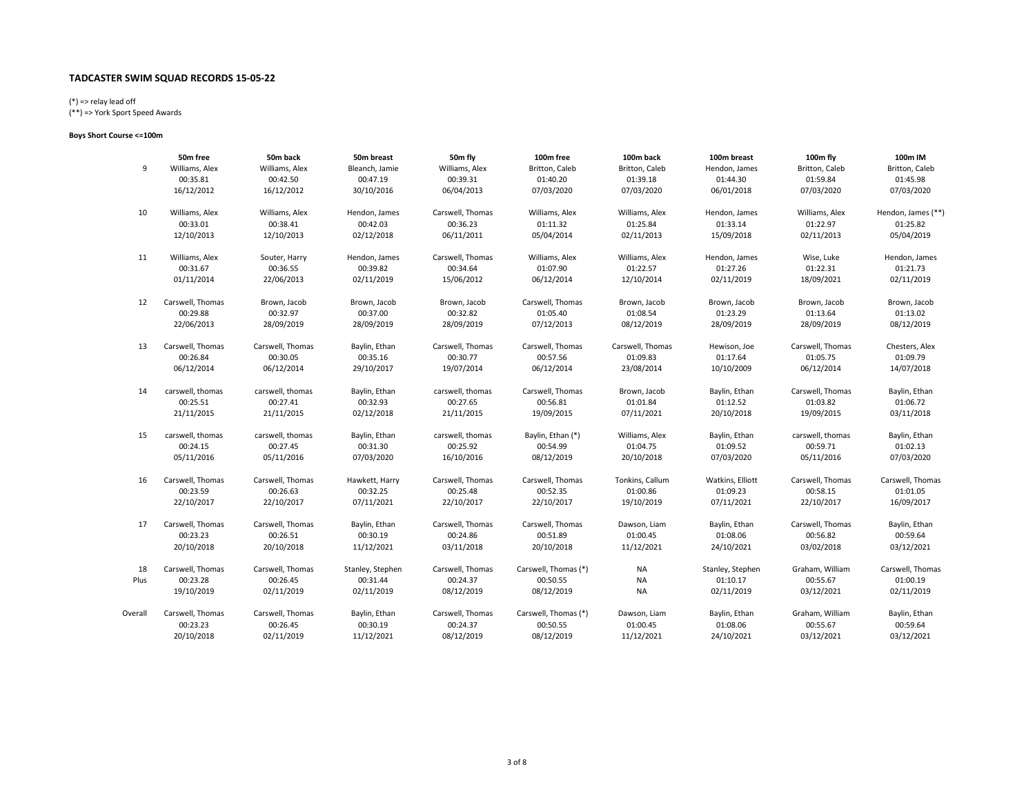# TADCASTER SWIM SQUAD RECORDS 15-05-22

(*) => relay lead off
(**) => York Sport Speed Awards

**Boys Short Course <=100m**

| | 50m free | 50m back | 50m breast | 50m fly | 100m free | 100m back | 100m breast | 100m fly | 100m IM |
|---|---|---|---|---|---|---|---|---|---|
| 9 | Williams, Alex<br>00:35.81<br>16/12/2012 | Williams, Alex<br>00:42.50<br>16/12/2012 | Bleanch, Jamie<br>00:47.19<br>30/10/2016 | Williams, Alex<br>00:39.31<br>06/04/2013 | Britton, Caleb<br>01:40.20<br>07/03/2020 | Britton, Caleb<br>01:39.18<br>07/03/2020 | Hendon, James<br>01:44.30<br>06/01/2018 | Britton, Caleb<br>01:59.84<br>07/03/2020 | Britton, Caleb<br>01:45.98<br>07/03/2020 |
| 10 | Williams, Alex<br>00:33.01<br>12/10/2013 | Williams, Alex<br>00:38.41<br>12/10/2013 | Hendon, James<br>00:42.03<br>02/12/2018 | Carswell, Thomas<br>00:36.23<br>06/11/2011 | Williams, Alex<br>01:11.32<br>05/04/2014 | Williams, Alex<br>01:25.84<br>02/11/2013 | Hendon, James<br>01:33.14<br>15/09/2018 | Williams, Alex<br>01:22.97<br>02/11/2013 | Hendon, James (**)<br>01:25.82<br>05/04/2019 |
| 11 | Williams, Alex<br>00:31.67<br>01/11/2014 | Souter, Harry<br>00:36.55<br>22/06/2013 | Hendon, James<br>00:39.82<br>02/11/2019 | Carswell, Thomas<br>00:34.64<br>15/06/2012 | Williams, Alex<br>01:07.90<br>06/12/2014 | Williams, Alex<br>01:22.57<br>12/10/2014 | Hendon, James<br>01:27.26<br>02/11/2019 | Wise, Luke<br>01:22.31<br>18/09/2021 | Hendon, James<br>01:21.73<br>02/11/2019 |
| 12 | Carswell, Thomas<br>00:29.88<br>22/06/2013 | Brown, Jacob<br>00:32.97<br>28/09/2019 | Brown, Jacob<br>00:37.00<br>28/09/2019 | Brown, Jacob<br>00:32.82<br>28/09/2019 | Carswell, Thomas<br>01:05.40<br>07/12/2013 | Brown, Jacob<br>01:08.54<br>08/12/2019 | Brown, Jacob<br>01:23.29<br>28/09/2019 | Brown, Jacob<br>01:13.64<br>28/09/2019 | Brown, Jacob<br>01:13.02<br>08/12/2019 |
| 13 | Carswell, Thomas<br>00:26.84<br>06/12/2014 | Carswell, Thomas<br>00:30.05<br>06/12/2014 | Baylin, Ethan<br>00:35.16<br>29/10/2017 | Carswell, Thomas<br>00:30.77<br>19/07/2014 | Carswell, Thomas<br>00:57.56<br>06/12/2014 | Carswell, Thomas<br>01:09.83<br>23/08/2014 | Hewison, Joe<br>01:17.64<br>10/10/2009 | Carswell, Thomas<br>01:05.75<br>06/12/2014 | Chesters, Alex<br>01:09.79<br>14/07/2018 |
| 14 | carswell, thomas<br>00:25.51<br>21/11/2015 | carswell, thomas<br>00:27.41<br>21/11/2015 | Baylin, Ethan<br>00:32.93<br>02/12/2018 | carswell, thomas<br>00:27.65<br>21/11/2015 | Carswell, Thomas<br>00:56.81<br>19/09/2015 | Brown, Jacob<br>01:01.84<br>07/11/2021 | Baylin, Ethan<br>01:12.52<br>20/10/2018 | Carswell, Thomas<br>01:03.82<br>19/09/2015 | Baylin, Ethan<br>01:06.72<br>03/11/2018 |
| 15 | carswell, thomas<br>00:24.15<br>05/11/2016 | carswell, thomas<br>00:27.45<br>05/11/2016 | Baylin, Ethan<br>00:31.30<br>07/03/2020 | carswell, thomas<br>00:25.92<br>16/10/2016 | Baylin, Ethan (*)<br>00:54.99<br>08/12/2019 | Williams, Alex<br>01:04.75<br>20/10/2018 | Baylin, Ethan<br>01:09.52<br>07/03/2020 | carswell, thomas<br>00:59.71<br>05/11/2016 | Baylin, Ethan<br>01:02.13<br>07/03/2020 |
| 16 | Carswell, Thomas<br>00:23.59<br>22/10/2017 | Carswell, Thomas<br>00:26.63<br>22/10/2017 | Hawkett, Harry<br>00:32.25<br>07/11/2021 | Carswell, Thomas<br>00:25.48<br>22/10/2017 | Carswell, Thomas<br>00:52.35<br>22/10/2017 | Tonkins, Callum<br>01:00.86<br>19/10/2019 | Watkins, Elliott<br>01:09.23<br>07/11/2021 | Carswell, Thomas<br>00:58.15<br>22/10/2017 | Carswell, Thomas<br>01:01.05<br>16/09/2017 |
| 17 | Carswell, Thomas<br>00:23.23<br>20/10/2018 | Carswell, Thomas<br>00:26.51<br>20/10/2018 | Baylin, Ethan<br>00:30.19<br>11/12/2021 | Carswell, Thomas<br>00:24.86<br>03/11/2018 | Carswell, Thomas<br>00:51.89<br>20/10/2018 | Dawson, Liam<br>01:00.45<br>11/12/2021 | Baylin, Ethan<br>01:08.06<br>24/10/2021 | Carswell, Thomas<br>00:56.82<br>03/02/2018 | Baylin, Ethan<br>00:59.64<br>03/12/2021 |
| 18 Plus | Carswell, Thomas<br>00:23.28<br>19/10/2019 | Carswell, Thomas<br>00:26.45<br>02/11/2019 | Stanley, Stephen<br>00:31.44<br>02/11/2019 | Carswell, Thomas<br>00:24.37<br>08/12/2019 | Carswell, Thomas (*)<br>00:50.55<br>08/12/2019 | NA<br>NA<br>NA | Stanley, Stephen<br>01:10.17<br>02/11/2019 | Graham, William<br>00:55.67<br>03/12/2021 | Carswell, Thomas<br>01:00.19<br>02/11/2019 |
| Overall | Carswell, Thomas<br>00:23.23<br>20/10/2018 | Carswell, Thomas<br>00:26.45<br>02/11/2019 | Baylin, Ethan<br>00:30.19<br>11/12/2021 | Carswell, Thomas<br>00:24.37<br>08/12/2019 | Carswell, Thomas (*)<br>00:50.55<br>08/12/2019 | Dawson, Liam<br>01:00.45<br>11/12/2021 | Baylin, Ethan<br>01:08.06<br>24/10/2021 | Graham, William<br>00:55.67<br>03/12/2021 | Baylin, Ethan<br>00:59.64<br>03/12/2021 |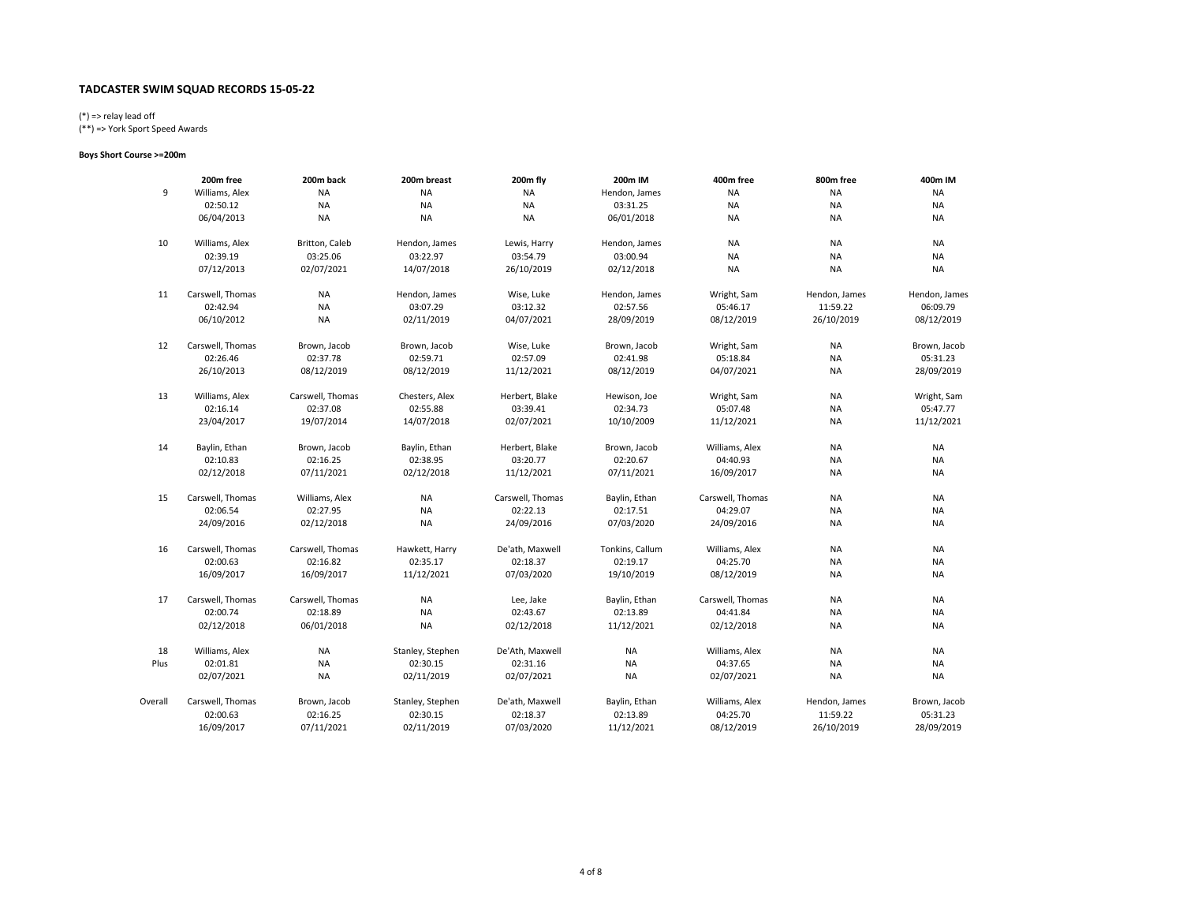**TADCASTER SWIM SQUAD RECORDS 15-05-22**

(*) => relay lead off
(**) => York Sport Speed Awards

**Boys Short Course >=200m**

| | 200m free | 200m back | 200m breast | 200m fly | 200m IM | 400m free | 800m free | 400m IM |
|---|---|---|---|---|---|---|---|---|
| 9 | Williams, Alex | NA | NA | NA | Hendon, James | NA | NA | NA |
| | 02:50.12 | NA | NA | NA | 03:31.25 | NA | NA | NA |
| | 06/04/2013 | NA | NA | NA | 06/01/2018 | NA | NA | NA |
| 10 | Williams, Alex | Britton, Caleb | Hendon, James | Lewis, Harry | Hendon, James | NA | NA | NA |
| | 02:39.19 | 03:25.06 | 03:22.97 | 03:54.79 | 03:00.94 | NA | NA | NA |
| | 07/12/2013 | 02/07/2021 | 14/07/2018 | 26/10/2019 | 02/12/2018 | NA | NA | NA |
| 11 | Carswell, Thomas | NA | Hendon, James | Wise, Luke | Hendon, James | Wright, Sam | Hendon, James | Hendon, James |
| | 02:42.94 | NA | 03:07.29 | 03:12.32 | 02:57.56 | 05:46.17 | 11:59.22 | 06:09.79 |
| | 06/10/2012 | NA | 02/11/2019 | 04/07/2021 | 28/09/2019 | 08/12/2019 | 26/10/2019 | 08/12/2019 |
| 12 | Carswell, Thomas | Brown, Jacob | Brown, Jacob | Wise, Luke | Brown, Jacob | Wright, Sam | NA | Brown, Jacob |
| | 02:26.46 | 02:37.78 | 02:59.71 | 02:57.09 | 02:41.98 | 05:18.84 | NA | 05:31.23 |
| | 26/10/2013 | 08/12/2019 | 08/12/2019 | 11/12/2021 | 08/12/2019 | 04/07/2021 | NA | 28/09/2019 |
| 13 | Williams, Alex | Carswell, Thomas | Chesters, Alex | Herbert, Blake | Hewison, Joe | Wright, Sam | NA | Wright, Sam |
| | 02:16.14 | 02:37.08 | 02:55.88 | 03:39.41 | 02:34.73 | 05:07.48 | NA | 05:47.77 |
| | 23/04/2017 | 19/07/2014 | 14/07/2018 | 02/07/2021 | 10/10/2009 | 11/12/2021 | NA | 11/12/2021 |
| 14 | Baylin, Ethan | Brown, Jacob | Baylin, Ethan | Herbert, Blake | Brown, Jacob | Williams, Alex | NA | NA |
| | 02:10.83 | 02:16.25 | 02:38.95 | 03:20.77 | 02:20.67 | 04:40.93 | NA | NA |
| | 02/12/2018 | 07/11/2021 | 02/12/2018 | 11/12/2021 | 07/11/2021 | 16/09/2017 | NA | NA |
| 15 | Carswell, Thomas | Williams, Alex | NA | Carswell, Thomas | Baylin, Ethan | Carswell, Thomas | NA | NA |
| | 02:06.54 | 02:27.95 | NA | 02:22.13 | 02:17.51 | 04:29.07 | NA | NA |
| | 24/09/2016 | 02/12/2018 | NA | 24/09/2016 | 07/03/2020 | 24/09/2016 | NA | NA |
| 16 | Carswell, Thomas | Carswell, Thomas | Hawkett, Harry | De'ath, Maxwell | Tonkins, Callum | Williams, Alex | NA | NA |
| | 02:00.63 | 02:16.82 | 02:35.17 | 02:18.37 | 02:19.17 | 04:25.70 | NA | NA |
| | 16/09/2017 | 16/09/2017 | 11/12/2021 | 07/03/2020 | 19/10/2019 | 08/12/2019 | NA | NA |
| 17 | Carswell, Thomas | Carswell, Thomas | NA | Lee, Jake | Baylin, Ethan | Carswell, Thomas | NA | NA |
| | 02:00.74 | 02:18.89 | NA | 02:43.67 | 02:13.89 | 04:41.84 | NA | NA |
| | 02/12/2018 | 06/01/2018 | NA | 02/12/2018 | 11/12/2021 | 02/12/2018 | NA | NA |
| 18 | Williams, Alex | NA | Stanley, Stephen | De'Ath, Maxwell | NA | Williams, Alex | NA | NA |
| Plus | 02:01.81 | NA | 02:30.15 | 02:31.16 | NA | 04:37.65 | NA | NA |
| | 02/07/2021 | NA | 02/11/2019 | 02/07/2021 | NA | 02/07/2021 | NA | NA |
| Overall | Carswell, Thomas | Brown, Jacob | Stanley, Stephen | De'ath, Maxwell | Baylin, Ethan | Williams, Alex | Hendon, James | Brown, Jacob |
| | 02:00.63 | 02:16.25 | 02:30.15 | 02:18.37 | 02:13.89 | 04:25.70 | 11:59.22 | 05:31.23 |
| | 16/09/2017 | 07/11/2021 | 02/11/2019 | 07/03/2020 | 11/12/2021 | 08/12/2019 | 26/10/2019 | 28/09/2019 |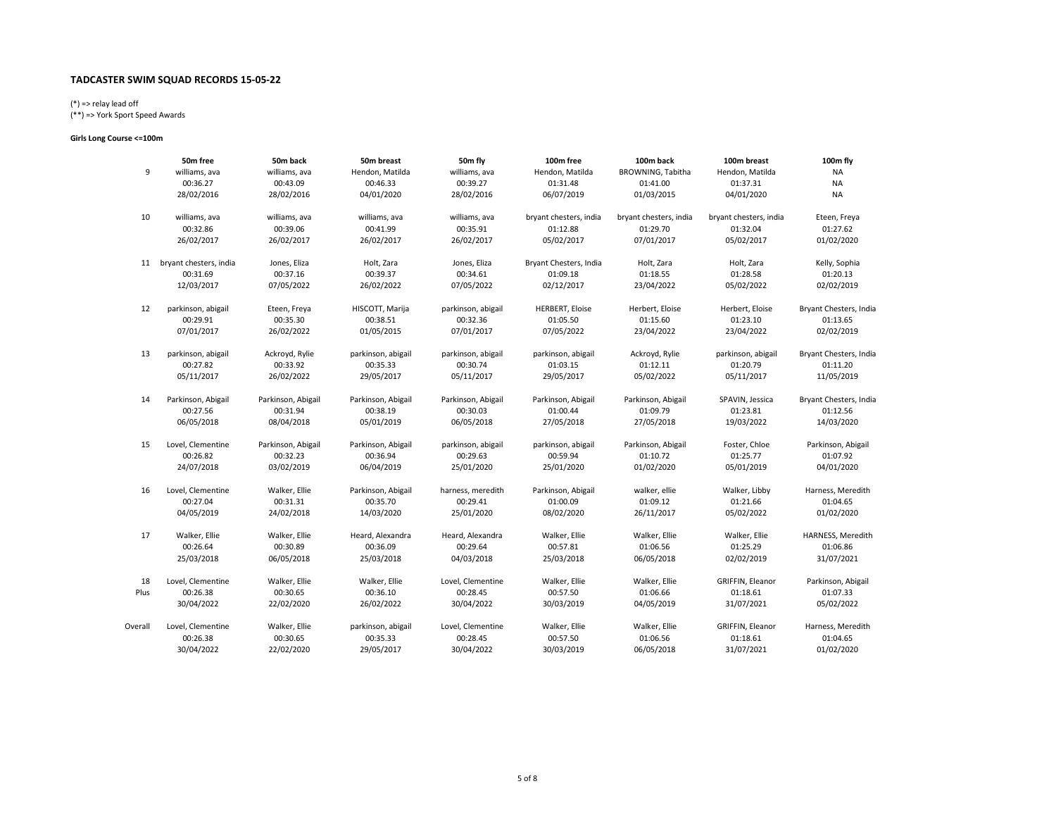## TADCASTER SWIM SQUAD RECORDS 15-05-22

(*) => relay lead off
(**) => York Sport Speed Awards

**Girls Long Course <=100m**

| | 50m free | 50m back | 50m breast | 50m fly | 100m free | 100m back | 100m breast | 100m fly |
|---|---|---|---|---|---|---|---|---|
| 9 | williams, ava<br>00:36.27<br>28/02/2016 | williams, ava<br>00:43.09<br>28/02/2016 | Hendon, Matilda<br>00:46.33<br>04/01/2020 | williams, ava<br>00:39.27<br>28/02/2016 | Hendon, Matilda<br>01:31.48<br>06/07/2019 | BROWNING, Tabitha<br>01:41.00<br>01/03/2015 | Hendon, Matilda<br>01:37.31<br>04/01/2020 | NA<br>NA<br>NA |
| 10 | williams, ava<br>00:32.86<br>26/02/2017 | williams, ava<br>00:39.06<br>26/02/2017 | williams, ava<br>00:41.99<br>26/02/2017 | williams, ava<br>00:35.91<br>26/02/2017 | bryant chesters, india<br>01:12.88<br>05/02/2017 | bryant chesters, india<br>01:29.70<br>07/01/2017 | bryant chesters, india<br>01:32.04<br>05/02/2017 | Eteen, Freya<br>01:27.62<br>01/02/2020 |
| 11 | bryant chesters, india<br>00:31.69<br>12/03/2017 | Jones, Eliza<br>00:37.16<br>07/05/2022 | Holt, Zara<br>00:39.37<br>26/02/2022 | Jones, Eliza<br>00:34.61<br>07/05/2022 | Bryant Chesters, India<br>01:09.18<br>02/12/2017 | Holt, Zara<br>01:18.55<br>23/04/2022 | Holt, Zara<br>01:28.58<br>05/02/2022 | Kelly, Sophia<br>01:20.13<br>02/02/2019 |
| 12 | parkinson, abigail<br>00:29.91<br>07/01/2017 | Eteen, Freya<br>00:35.30<br>26/02/2022 | HISCOTT, Marija<br>00:38.51<br>01/05/2015 | parkinson, abigail<br>00:32.36<br>07/01/2017 | HERBERT, Eloise<br>01:05.50<br>07/05/2022 | Herbert, Eloise<br>01:15.60<br>23/04/2022 | Herbert, Eloise<br>01:23.10<br>23/04/2022 | Bryant Chesters, India<br>01:13.65<br>02/02/2019 |
| 13 | parkinson, abigail<br>00:27.82<br>05/11/2017 | Ackroyd, Rylie<br>00:33.92<br>26/02/2022 | parkinson, abigail<br>00:35.33<br>29/05/2017 | parkinson, abigail<br>00:30.74<br>05/11/2017 | parkinson, abigail<br>01:03.15<br>29/05/2017 | Ackroyd, Rylie<br>01:12.11<br>05/02/2022 | parkinson, abigail<br>01:20.79<br>05/11/2017 | Bryant Chesters, India<br>01:11.20<br>11/05/2019 |
| 14 | Parkinson, Abigail<br>00:27.56<br>06/05/2018 | Parkinson, Abigail<br>00:31.94<br>08/04/2018 | Parkinson, Abigail<br>00:38.19<br>05/01/2019 | Parkinson, Abigail<br>00:30.03<br>06/05/2018 | Parkinson, Abigail<br>01:00.44<br>27/05/2018 | Parkinson, Abigail<br>01:09.79<br>27/05/2018 | SPAVIN, Jessica<br>01:23.81<br>19/03/2022 | Bryant Chesters, India<br>01:12.56<br>14/03/2020 |
| 15 | Lovel, Clementine<br>00:26.82<br>24/07/2018 | Parkinson, Abigail<br>00:32.23<br>03/02/2019 | Parkinson, Abigail<br>00:36.94<br>06/04/2019 | parkinson, abigail<br>00:29.63<br>25/01/2020 | parkinson, abigail<br>00:59.94<br>25/01/2020 | Parkinson, Abigail<br>01:10.72<br>01/02/2020 | Foster, Chloe<br>01:25.77<br>05/01/2019 | Parkinson, Abigail<br>01:07.92<br>04/01/2020 |
| 16 | Lovel, Clementine<br>00:27.04<br>04/05/2019 | Walker, Ellie<br>00:31.31<br>24/02/2018 | Parkinson, Abigail<br>00:35.70<br>14/03/2020 | harness, meredith<br>00:29.41<br>25/01/2020 | Parkinson, Abigail<br>01:00.09<br>08/02/2020 | walker, ellie<br>01:09.12<br>26/11/2017 | Walker, Libby<br>01:21.66<br>05/02/2022 | Harness, Meredith<br>01:04.65<br>01/02/2020 |
| 17 | Walker, Ellie<br>00:26.64<br>25/03/2018 | Walker, Ellie<br>00:30.89<br>06/05/2018 | Heard, Alexandra<br>00:36.09<br>25/03/2018 | Heard, Alexandra<br>00:29.64<br>04/03/2018 | Walker, Ellie<br>00:57.81<br>25/03/2018 | Walker, Ellie<br>01:06.56<br>06/05/2018 | Walker, Ellie<br>01:25.29<br>02/02/2019 | HARNESS, Meredith<br>01:06.86<br>31/07/2021 |
| 18 Plus | Lovel, Clementine<br>00:26.38<br>30/04/2022 | Walker, Ellie<br>00:30.65<br>22/02/2020 | Walker, Ellie<br>00:36.10<br>26/02/2022 | Lovel, Clementine<br>00:28.45<br>30/04/2022 | Walker, Ellie<br>00:57.50<br>30/03/2019 | Walker, Ellie<br>01:06.66<br>04/05/2019 | GRIFFIN, Eleanor<br>01:18.61<br>31/07/2021 | Parkinson, Abigail<br>01:07.33<br>05/02/2022 |
| Overall | Lovel, Clementine<br>00:26.38<br>30/04/2022 | Walker, Ellie<br>00:30.65<br>22/02/2020 | parkinson, abigail<br>00:35.33<br>29/05/2017 | Lovel, Clementine<br>00:28.45<br>30/04/2022 | Walker, Ellie<br>00:57.50<br>30/03/2019 | Walker, Ellie<br>01:06.56<br>06/05/2018 | GRIFFIN, Eleanor<br>01:18.61<br>31/07/2021 | Harness, Meredith<br>01:04.65<br>01/02/2020 |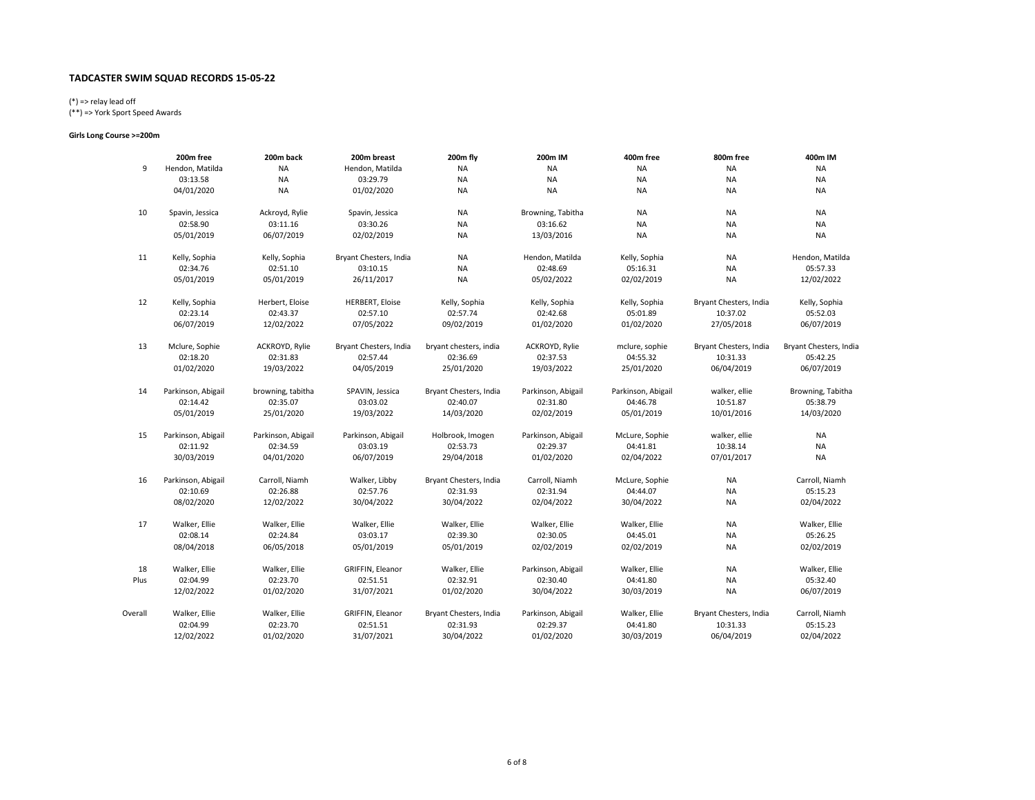# TADCASTER SWIM SQUAD RECORDS 15-05-22

(*) => relay lead off
(**) => York Sport Speed Awards

**Girls Long Course >=200m**

| | 200m free | 200m back | 200m breast | 200m fly | 200m IM | 400m free | 800m free | 400m IM |
|---|---|---|---|---|---|---|---|---|
| 9 | Hendon, Matilda | NA | Hendon, Matilda | NA | NA | NA | NA | NA |
| | 03:13.58 | NA | 03:29.79 | NA | NA | NA | NA | NA |
| | 04/01/2020 | NA | 01/02/2020 | NA | NA | NA | NA | NA |
| 10 | Spavin, Jessica | Ackroyd, Rylie | Spavin, Jessica | NA | Browning, Tabitha | NA | NA | NA |
| | 02:58.90 | 03:11.16 | 03:30.26 | NA | 03:16.62 | NA | NA | NA |
| | 05/01/2019 | 06/07/2019 | 02/02/2019 | NA | 13/03/2016 | NA | NA | NA |
| 11 | Kelly, Sophia | Kelly, Sophia | Bryant Chesters, India | NA | Hendon, Matilda | Kelly, Sophia | NA | Hendon, Matilda |
| | 02:34.76 | 02:51.10 | 03:10.15 | NA | 02:48.69 | 05:16.31 | NA | 05:57.33 |
| | 05/01/2019 | 05/01/2019 | 26/11/2017 | NA | 05/02/2022 | 02/02/2019 | NA | 12/02/2022 |
| 12 | Kelly, Sophia | Herbert, Eloise | HERBERT, Eloise | Kelly, Sophia | Kelly, Sophia | Kelly, Sophia | Bryant Chesters, India | Kelly, Sophia |
| | 02:23.14 | 02:43.37 | 02:57.10 | 02:57.74 | 02:42.68 | 05:01.89 | 10:37.02 | 05:52.03 |
| | 06/07/2019 | 12/02/2022 | 07/05/2022 | 09/02/2019 | 01/02/2020 | 01/02/2020 | 27/05/2018 | 06/07/2019 |
| 13 | Mclure, Sophie | ACKROYD, Rylie | Bryant Chesters, India | bryant chesters, india | ACKROYD, Rylie | mclure, sophie | Bryant Chesters, India | Bryant Chesters, India |
| | 02:18.20 | 02:31.83 | 02:57.44 | 02:36.69 | 02:37.53 | 04:55.32 | 10:31.33 | 05:42.25 |
| | 01/02/2020 | 19/03/2022 | 04/05/2019 | 25/01/2020 | 19/03/2022 | 25/01/2020 | 06/04/2019 | 06/07/2019 |
| 14 | Parkinson, Abigail | browning, tabitha | SPAVIN, Jessica | Bryant Chesters, India | Parkinson, Abigail | Parkinson, Abigail | walker, ellie | Browning, Tabitha |
| | 02:14.42 | 02:35.07 | 03:03.02 | 02:40.07 | 02:31.80 | 04:46.78 | 10:51.87 | 05:38.79 |
| | 05/01/2019 | 25/01/2020 | 19/03/2022 | 14/03/2020 | 02/02/2019 | 05/01/2019 | 10/01/2016 | 14/03/2020 |
| 15 | Parkinson, Abigail | Parkinson, Abigail | Parkinson, Abigail | Holbrook, Imogen | Parkinson, Abigail | McLure, Sophie | walker, ellie | NA |
| | 02:11.92 | 02:34.59 | 03:03.19 | 02:53.73 | 02:29.37 | 04:41.81 | 10:38.14 | NA |
| | 30/03/2019 | 04/01/2020 | 06/07/2019 | 29/04/2018 | 01/02/2020 | 02/04/2022 | 07/01/2017 | NA |
| 16 | Parkinson, Abigail | Carroll, Niamh | Walker, Libby | Bryant Chesters, India | Carroll, Niamh | McLure, Sophie | NA | Carroll, Niamh |
| | 02:10.69 | 02:26.88 | 02:57.76 | 02:31.93 | 02:31.94 | 04:44.07 | NA | 05:15.23 |
| | 08/02/2020 | 12/02/2022 | 30/04/2022 | 30/04/2022 | 02/04/2022 | 30/04/2022 | NA | 02/04/2022 |
| 17 | Walker, Ellie | Walker, Ellie | Walker, Ellie | Walker, Ellie | Walker, Ellie | Walker, Ellie | NA | Walker, Ellie |
| | 02:08.14 | 02:24.84 | 03:03.17 | 02:39.30 | 02:30.05 | 04:45.01 | NA | 05:26.25 |
| | 08/04/2018 | 06/05/2018 | 05/01/2019 | 05/01/2019 | 02/02/2019 | 02/02/2019 | NA | 02/02/2019 |
| 18 | Walker, Ellie | Walker, Ellie | GRIFFIN, Eleanor | Walker, Ellie | Parkinson, Abigail | Walker, Ellie | NA | Walker, Ellie |
| Plus | 02:04.99 | 02:23.70 | 02:51.51 | 02:32.91 | 02:30.40 | 04:41.80 | NA | 05:32.40 |
| | 12/02/2022 | 01/02/2020 | 31/07/2021 | 01/02/2020 | 30/04/2022 | 30/03/2019 | NA | 06/07/2019 |
| Overall | Walker, Ellie | Walker, Ellie | GRIFFIN, Eleanor | Bryant Chesters, India | Parkinson, Abigail | Walker, Ellie | Bryant Chesters, India | Carroll, Niamh |
| | 02:04.99 | 02:23.70 | 02:51.51 | 02:31.93 | 02:29.37 | 04:41.80 | 10:31.33 | 05:15.23 |
| | 12/02/2022 | 01/02/2020 | 31/07/2021 | 30/04/2022 | 01/02/2020 | 30/03/2019 | 06/04/2019 | 02/04/2022 |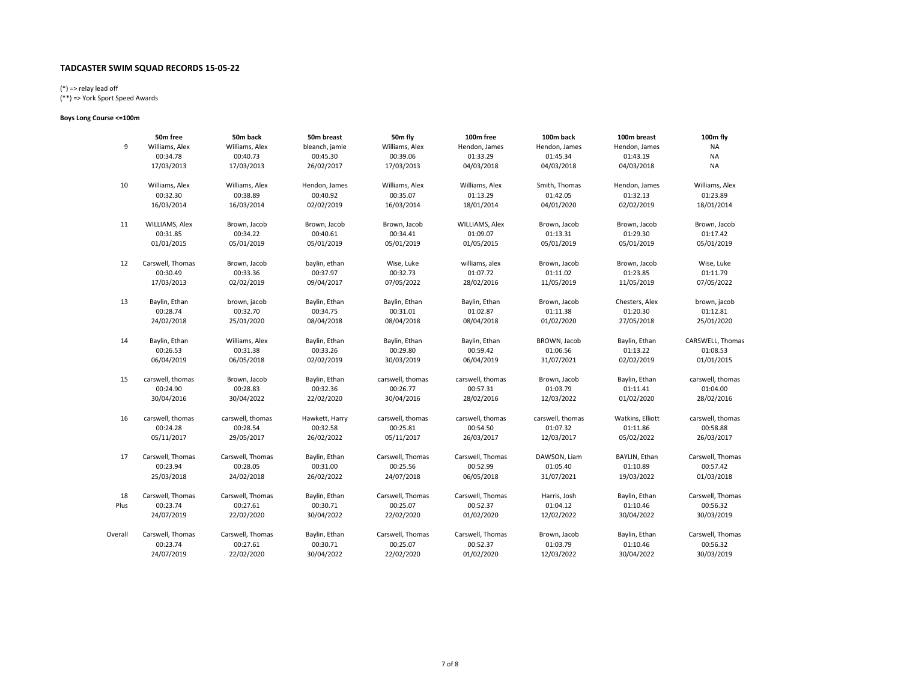## TADCASTER SWIM SQUAD RECORDS 15-05-22

(*) => relay lead off
(**) => York Sport Speed Awards

**Boys Long Course <=100m**

| | 50m free | 50m back | 50m breast | 50m fly | 100m free | 100m back | 100m breast | 100m fly |
|---|---|---|---|---|---|---|---|---|
| 9 | Williams, Alex<br>00:34.78<br>17/03/2013 | Williams, Alex<br>00:40.73<br>17/03/2013 | bleanch, jamie<br>00:45.30<br>26/02/2017 | Williams, Alex<br>00:39.06<br>17/03/2013 | Hendon, James<br>01:33.29<br>04/03/2018 | Hendon, James<br>01:45.34<br>04/03/2018 | Hendon, James<br>01:43.19<br>04/03/2018 | NA<br>NA<br>NA |
| 10 | Williams, Alex<br>00:32.30<br>16/03/2014 | Williams, Alex<br>00:38.89<br>16/03/2014 | Hendon, James<br>00:40.92<br>02/02/2019 | Williams, Alex<br>00:35.07<br>16/03/2014 | Williams, Alex<br>01:13.29<br>18/01/2014 | Smith, Thomas<br>01:42.05<br>04/01/2020 | Hendon, James<br>01:32.13<br>02/02/2019 | Williams, Alex<br>01:23.89<br>18/01/2014 |
| 11 | WILLIAMS, Alex<br>00:31.85<br>01/01/2015 | Brown, Jacob<br>00:34.22<br>05/01/2019 | Brown, Jacob<br>00:40.61<br>05/01/2019 | Brown, Jacob<br>00:34.41<br>05/01/2019 | WILLIAMS, Alex<br>01:09.07<br>01/05/2015 | Brown, Jacob<br>01:13.31<br>05/01/2019 | Brown, Jacob<br>01:29.30<br>05/01/2019 | Brown, Jacob<br>01:17.42<br>05/01/2019 |
| 12 | Carswell, Thomas<br>00:30.49<br>17/03/2013 | Brown, Jacob<br>00:33.36<br>02/02/2019 | baylin, ethan<br>00:37.97<br>09/04/2017 | Wise, Luke<br>00:32.73<br>07/05/2022 | williams, alex<br>01:07.72<br>28/02/2016 | Brown, Jacob<br>01:11.02<br>11/05/2019 | Brown, Jacob<br>01:23.85<br>11/05/2019 | Wise, Luke<br>01:11.79<br>07/05/2022 |
| 13 | Baylin, Ethan<br>00:28.74<br>24/02/2018 | brown, jacob<br>00:32.70<br>25/01/2020 | Baylin, Ethan<br>00:34.75<br>08/04/2018 | Baylin, Ethan<br>00:31.01<br>08/04/2018 | Baylin, Ethan<br>01:02.87<br>08/04/2018 | Brown, Jacob<br>01:11.38<br>01/02/2020 | Chesters, Alex<br>01:20.30<br>27/05/2018 | brown, jacob<br>01:12.81<br>25/01/2020 |
| 14 | Baylin, Ethan<br>00:26.53<br>06/04/2019 | Williams, Alex<br>00:31.38<br>06/05/2018 | Baylin, Ethan<br>00:33.26<br>02/02/2019 | Baylin, Ethan<br>00:29.80<br>30/03/2019 | Baylin, Ethan<br>00:59.42<br>06/04/2019 | BROWN, Jacob<br>01:06.56<br>31/07/2021 | Baylin, Ethan<br>01:13.22<br>02/02/2019 | CARSWELL, Thomas<br>01:08.53<br>01/01/2015 |
| 15 | carswell, thomas<br>00:24.90<br>30/04/2016 | Brown, Jacob<br>00:28.83<br>30/04/2022 | Baylin, Ethan<br>00:32.36<br>22/02/2020 | carswell, thomas<br>00:26.77<br>30/04/2016 | carswell, thomas<br>00:57.31<br>28/02/2016 | Brown, Jacob<br>01:03.79<br>12/03/2022 | Baylin, Ethan<br>01:11.41<br>01/02/2020 | carswell, thomas<br>01:04.00<br>28/02/2016 |
| 16 | carswell, thomas<br>00:24.28<br>05/11/2017 | carswell, thomas<br>00:28.54<br>29/05/2017 | Hawkett, Harry<br>00:32.58<br>26/02/2022 | carswell, thomas<br>00:25.81<br>05/11/2017 | carswell, thomas<br>00:54.50<br>26/03/2017 | carswell, thomas<br>01:07.32<br>12/03/2017 | Watkins, Elliott<br>01:11.86<br>05/02/2022 | carswell, thomas<br>00:58.88<br>26/03/2017 |
| 17 | Carswell, Thomas<br>00:23.94<br>25/03/2018 | Carswell, Thomas<br>00:28.05<br>24/02/2018 | Baylin, Ethan<br>00:31.00<br>26/02/2022 | Carswell, Thomas<br>00:25.56<br>24/07/2018 | Carswell, Thomas<br>00:52.99<br>06/05/2018 | DAWSON, Liam<br>01:05.40<br>31/07/2021 | BAYLIN, Ethan<br>01:10.89<br>19/03/2022 | Carswell, Thomas<br>00:57.42<br>01/03/2018 |
| 18 Plus | Carswell, Thomas<br>00:23.74<br>24/07/2019 | Carswell, Thomas<br>00:27.61<br>22/02/2020 | Baylin, Ethan<br>00:30.71<br>30/04/2022 | Carswell, Thomas<br>00:25.07<br>22/02/2020 | Carswell, Thomas<br>00:52.37<br>01/02/2020 | Harris, Josh<br>01:04.12<br>12/02/2022 | Baylin, Ethan<br>01:10.46<br>30/04/2022 | Carswell, Thomas<br>00:56.32<br>30/03/2019 |
| Overall | Carswell, Thomas<br>00:23.74<br>24/07/2019 | Carswell, Thomas<br>00:27.61<br>22/02/2020 | Baylin, Ethan<br>00:30.71<br>30/04/2022 | Carswell, Thomas<br>00:25.07<br>22/02/2020 | Carswell, Thomas<br>00:52.37<br>01/02/2020 | Brown, Jacob<br>01:03.79<br>12/03/2022 | Baylin, Ethan<br>01:10.46<br>30/04/2022 | Carswell, Thomas<br>00:56.32<br>30/03/2019 |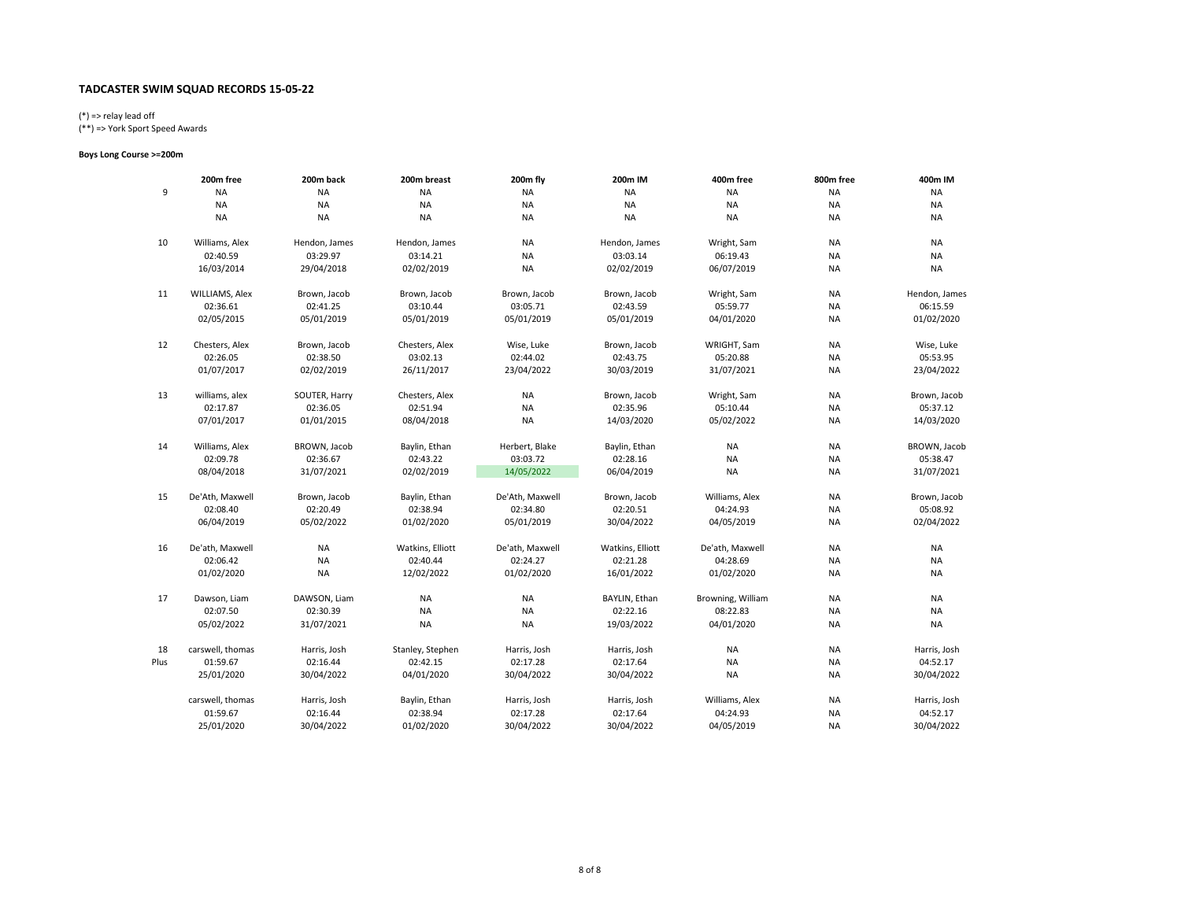**TADCASTER SWIM SQUAD RECORDS 15-05-22**

(*) => relay lead off
(**) => York Sport Speed Awards

**Boys Long Course >=200m**

| | 200m free | 200m back | 200m breast | 200m fly | 200m IM | 400m free | 800m free | 400m IM |
|---|---|---|---|---|---|---|---|---|
| 9 | NA | NA | NA | NA | NA | NA | NA | NA |
| | NA | NA | NA | NA | NA | NA | NA | NA |
| | NA | NA | NA | NA | NA | NA | NA | NA |
| 10 | Williams, Alex | Hendon, James | Hendon, James | NA | Hendon, James | Wright, Sam | NA | NA |
| | 02:40.59 | 03:29.97 | 03:14.21 | NA | 03:03.14 | 06:19.43 | NA | NA |
| | 16/03/2014 | 29/04/2018 | 02/02/2019 | NA | 02/02/2019 | 06/07/2019 | NA | NA |
| 11 | WILLIAMS, Alex | Brown, Jacob | Brown, Jacob | Brown, Jacob | Brown, Jacob | Wright, Sam | NA | Hendon, James |
| | 02:36.61 | 02:41.25 | 03:10.44 | 03:05.71 | 02:43.59 | 05:59.77 | NA | 06:15.59 |
| | 02/05/2015 | 05/01/2019 | 05/01/2019 | 05/01/2019 | 05/01/2019 | 04/01/2020 | NA | 01/02/2020 |
| 12 | Chesters, Alex | Brown, Jacob | Chesters, Alex | Wise, Luke | Brown, Jacob | WRIGHT, Sam | NA | Wise, Luke |
| | 02:26.05 | 02:38.50 | 03:02.13 | 02:44.02 | 02:43.75 | 05:20.88 | NA | 05:53.95 |
| | 01/07/2017 | 02/02/2019 | 26/11/2017 | 23/04/2022 | 30/03/2019 | 31/07/2021 | NA | 23/04/2022 |
| 13 | williams, alex | SOUTER, Harry | Chesters, Alex | NA | Brown, Jacob | Wright, Sam | NA | Brown, Jacob |
| | 02:17.87 | 02:36.05 | 02:51.94 | NA | 02:35.96 | 05:10.44 | NA | 05:37.12 |
| | 07/01/2017 | 01/01/2015 | 08/04/2018 | NA | 14/03/2020 | 05/02/2022 | NA | 14/03/2020 |
| 14 | Williams, Alex | BROWN, Jacob | Baylin, Ethan | Herbert, Blake | Baylin, Ethan | NA | NA | BROWN, Jacob |
| | 02:09.78 | 02:36.67 | 02:43.22 | 03:03.72 | 02:28.16 | NA | NA | 05:38.47 |
| | 08/04/2018 | 31/07/2021 | 02/02/2019 | 14/05/2022 | 06/04/2019 | NA | NA | 31/07/2021 |
| 15 | De'Ath, Maxwell | Brown, Jacob | Baylin, Ethan | De'Ath, Maxwell | Brown, Jacob | Williams, Alex | NA | Brown, Jacob |
| | 02:08.40 | 02:20.49 | 02:38.94 | 02:34.80 | 02:20.51 | 04:24.93 | NA | 05:08.92 |
| | 06/04/2019 | 05/02/2022 | 01/02/2020 | 05/01/2019 | 30/04/2022 | 04/05/2019 | NA | 02/04/2022 |
| 16 | De'ath, Maxwell | NA | Watkins, Elliott | De'ath, Maxwell | Watkins, Elliott | De'ath, Maxwell | NA | NA |
| | 02:06.42 | NA | 02:40.44 | 02:24.27 | 02:21.28 | 04:28.69 | NA | NA |
| | 01/02/2020 | NA | 12/02/2022 | 01/02/2020 | 16/01/2022 | 01/02/2020 | NA | NA |
| 17 | Dawson, Liam | DAWSON, Liam | NA | NA | BAYLIN, Ethan | Browning, William | NA | NA |
| | 02:07.50 | 02:30.39 | NA | NA | 02:22.16 | 08:22.83 | NA | NA |
| | 05/02/2022 | 31/07/2021 | NA | NA | 19/03/2022 | 04/01/2020 | NA | NA |
| 18 | carswell, thomas | Harris, Josh | Stanley, Stephen | Harris, Josh | Harris, Josh | NA | NA | Harris, Josh |
| Plus | 01:59.67 | 02:16.44 | 02:42.15 | 02:17.28 | 02:17.64 | NA | NA | 04:52.17 |
| | 25/01/2020 | 30/04/2022 | 04/01/2020 | 30/04/2022 | 30/04/2022 | NA | NA | 30/04/2022 |
| | carswell, thomas | Harris, Josh | Baylin, Ethan | Harris, Josh | Harris, Josh | Williams, Alex | NA | Harris, Josh |
| | 01:59.67 | 02:16.44 | 02:38.94 | 02:17.28 | 02:17.64 | 04:24.93 | NA | 04:52.17 |
| | 25/01/2020 | 30/04/2022 | 01/02/2020 | 30/04/2022 | 30/04/2022 | 04/05/2019 | NA | 30/04/2022 |